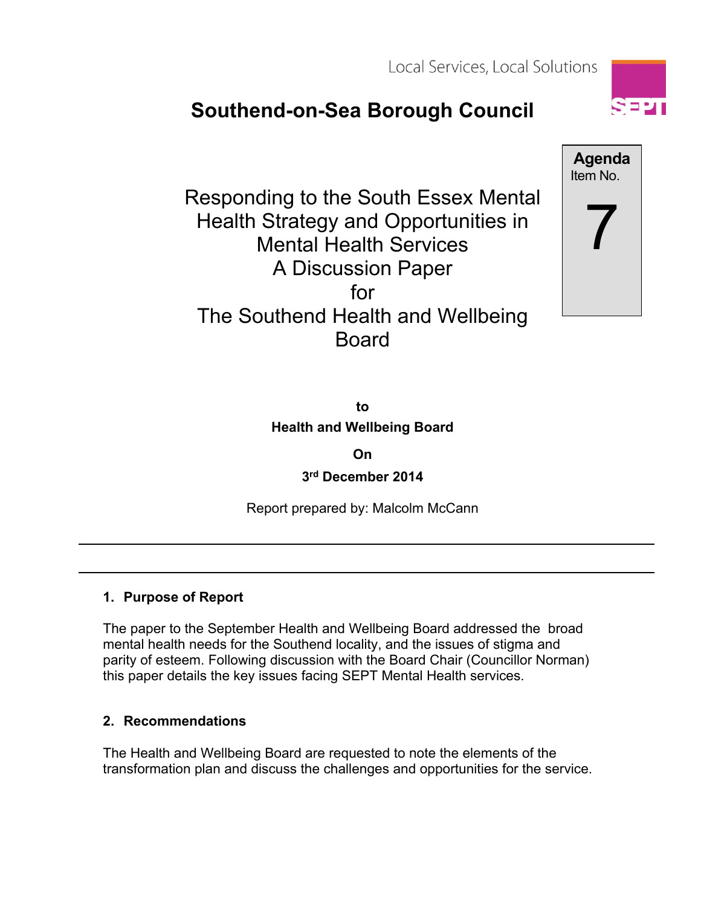Local Services, Local Solutions

# Southend-on-Sea Borough Council

**Agenda** Item No. **7**

## Responding to the South Essex Mental Health Strategy and Opportunities in Mental Health Services A Discussion Paper for The Southend Health and Wellbeing Board

**to**

**Health and Wellbeing Board**

**On**

**3rd December 2014**

Report prepared by: Malcolm McCann

---

### 1. Purpose of Report

The paper to the September Health and Wellbeing Board addressed the broad mental health needs for the Southend locality, and the issues of stigma and parity of esteem. Following discussion with the Board Chair (Councillor Norman) this paper details the key issues facing SEPT Mental Health services.

### 2. Recommendations

The Health and Wellbeing Board are requested to note the elements of the transformation plan and discuss the challenges and opportunities for the service.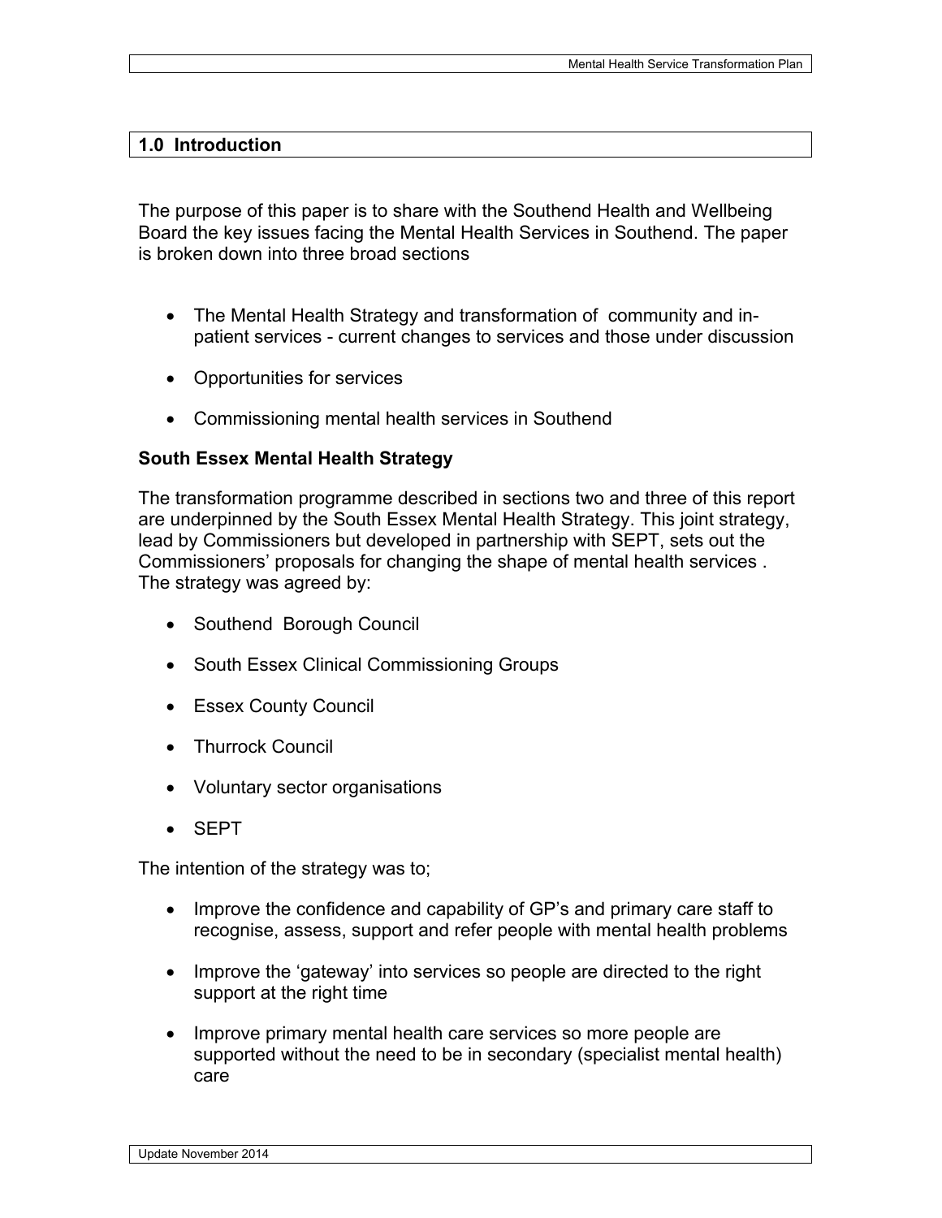## 1.0 Introduction

The purpose of this paper is to share with the Southend Health and Wellbeing Board the key issues facing the Mental Health Services in Southend. The paper is broken down into three broad sections

- The Mental Health Strategy and transformation of community and in-patient services - current changes to services and those under discussion
- Opportunities for services
- Commissioning mental health services in Southend

**South Essex Mental Health Strategy**

The transformation programme described in sections two and three of this report are underpinned by the South Essex Mental Health Strategy. This joint strategy, lead by Commissioners but developed in partnership with SEPT, sets out the Commissioners' proposals for changing the shape of mental health services . The strategy was agreed by:

- Southend Borough Council
- South Essex Clinical Commissioning Groups
- Essex County Council
- Thurrock Council
- Voluntary sector organisations
- SEPT

The intention of the strategy was to;

- Improve the confidence and capability of GP's and primary care staff to recognise, assess, support and refer people with mental health problems
- Improve the 'gateway' into services so people are directed to the right support at the right time
- Improve primary mental health care services so more people are supported without the need to be in secondary (specialist mental health) care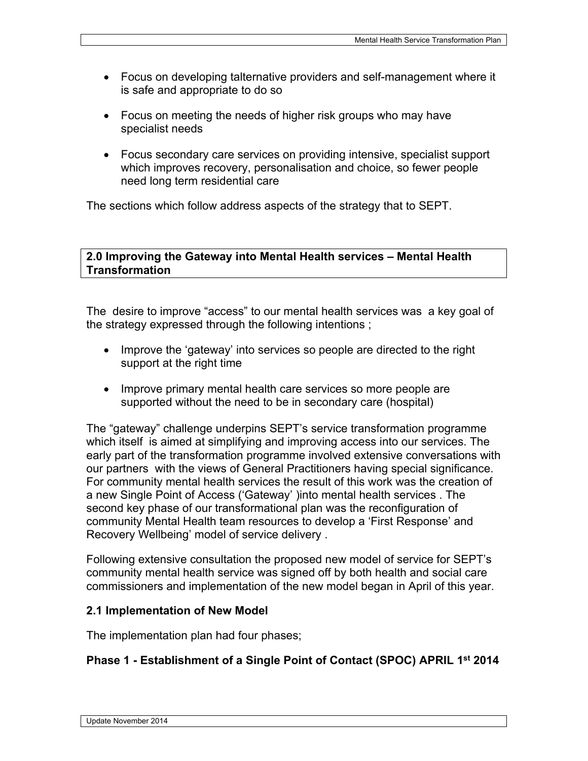- Focus on developing talternative providers and self-management where it is safe and appropriate to do so
- Focus on meeting the needs of higher risk groups who may have specialist needs
- Focus secondary care services on providing intensive, specialist support which improves recovery, personalisation and choice, so fewer people need long term residential care

The sections which follow address aspects of the strategy that to SEPT.

## 2.0 Improving the Gateway into Mental Health services – Mental Health Transformation

The desire to improve "access" to our mental health services was a key goal of the strategy expressed through the following intentions ;

- Improve the 'gateway' into services so people are directed to the right support at the right time
- Improve primary mental health care services so more people are supported without the need to be in secondary care (hospital)

The "gateway" challenge underpins SEPT's service transformation programme which itself is aimed at simplifying and improving access into our services. The early part of the transformation programme involved extensive conversations with our partners with the views of General Practitioners having special significance. For community mental health services the result of this work was the creation of a new Single Point of Access ('Gateway' )into mental health services . The second key phase of our transformational plan was the reconfiguration of community Mental Health team resources to develop a 'First Response' and Recovery Wellbeing' model of service delivery .

Following extensive consultation the proposed new model of service for SEPT's community mental health service was signed off by both health and social care commissioners and implementation of the new model began in April of this year.

### 2.1 Implementation of New Model

The implementation plan had four phases;

### Phase 1 - Establishment of a Single Point of Contact (SPOC) APRIL 1st 2014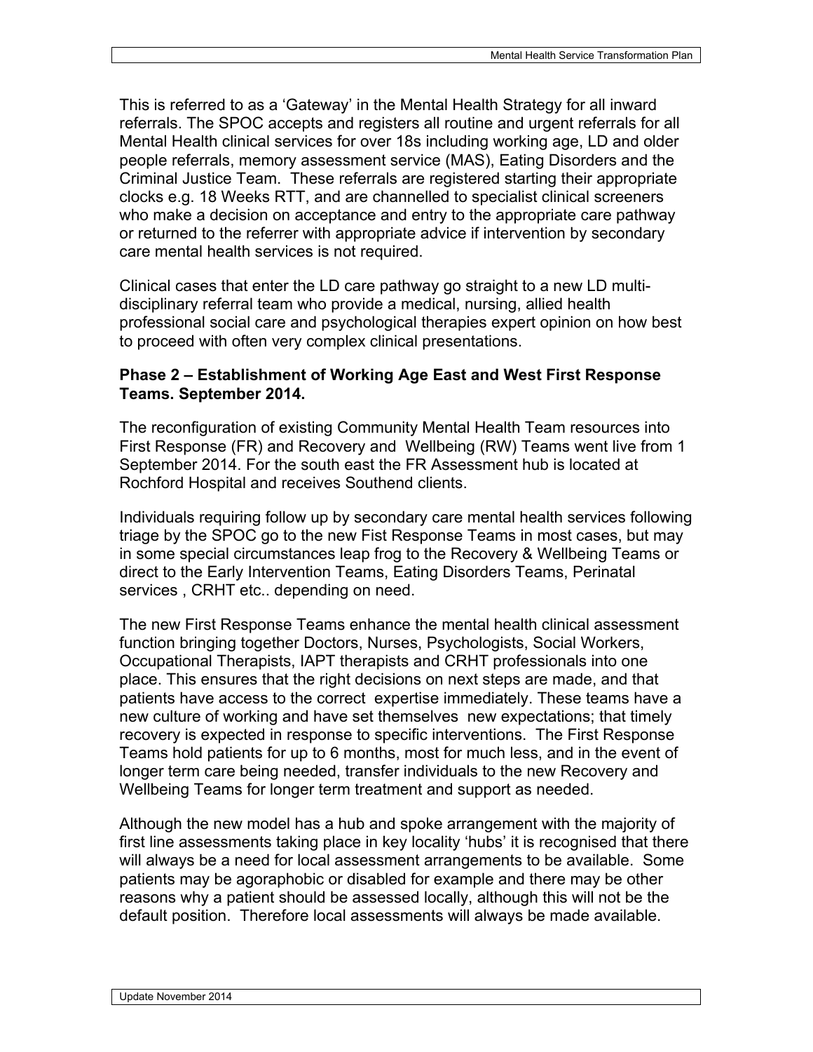This is referred to as a 'Gateway' in the Mental Health Strategy for all inward referrals. The SPOC accepts and registers all routine and urgent referrals for all Mental Health clinical services for over 18s including working age, LD and older people referrals, memory assessment service (MAS), Eating Disorders and the Criminal Justice Team. These referrals are registered starting their appropriate clocks e.g. 18 Weeks RTT, and are channelled to specialist clinical screeners who make a decision on acceptance and entry to the appropriate care pathway or returned to the referrer with appropriate advice if intervention by secondary care mental health services is not required.

Clinical cases that enter the LD care pathway go straight to a new LD multi-disciplinary referral team who provide a medical, nursing, allied health professional social care and psychological therapies expert opinion on how best to proceed with often very complex clinical presentations.

**Phase 2 – Establishment of Working Age East and West First Response Teams. September 2014.**

The reconfiguration of existing Community Mental Health Team resources into First Response (FR) and Recovery and Wellbeing (RW) Teams went live from 1 September 2014. For the south east the FR Assessment hub is located at Rochford Hospital and receives Southend clients.

Individuals requiring follow up by secondary care mental health services following triage by the SPOC go to the new Fist Response Teams in most cases, but may in some special circumstances leap frog to the Recovery & Wellbeing Teams or direct to the Early Intervention Teams, Eating Disorders Teams, Perinatal services , CRHT etc.. depending on need.

The new First Response Teams enhance the mental health clinical assessment function bringing together Doctors, Nurses, Psychologists, Social Workers, Occupational Therapists, IAPT therapists and CRHT professionals into one place. This ensures that the right decisions on next steps are made, and that patients have access to the correct expertise immediately. These teams have a new culture of working and have set themselves new expectations; that timely recovery is expected in response to specific interventions. The First Response Teams hold patients for up to 6 months, most for much less, and in the event of longer term care being needed, transfer individuals to the new Recovery and Wellbeing Teams for longer term treatment and support as needed.

Although the new model has a hub and spoke arrangement with the majority of first line assessments taking place in key locality 'hubs' it is recognised that there will always be a need for local assessment arrangements to be available. Some patients may be agoraphobic or disabled for example and there may be other reasons why a patient should be assessed locally, although this will not be the default position. Therefore local assessments will always be made available.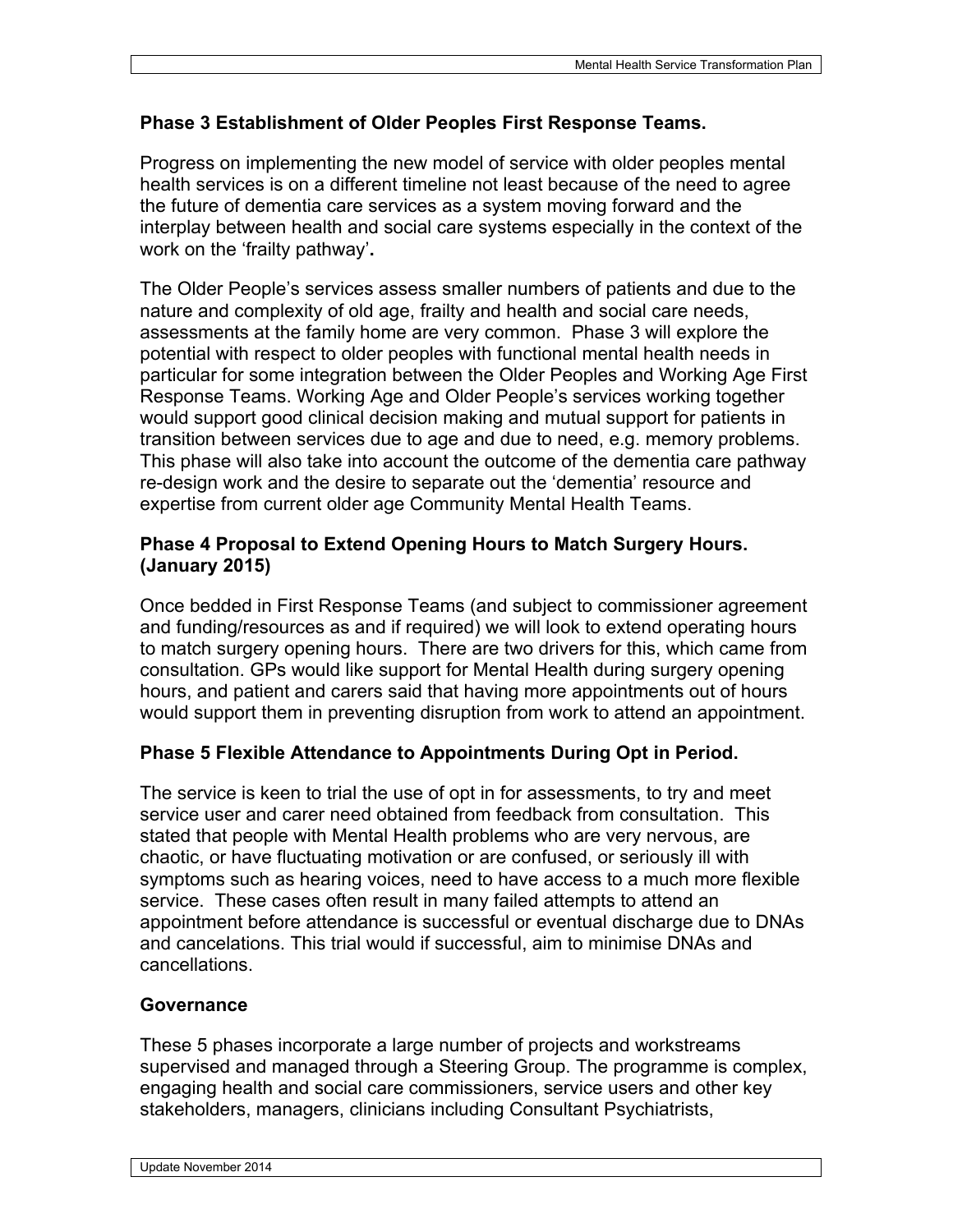**Phase 3 Establishment of Older Peoples First Response Teams.**

Progress on implementing the new model of service with older peoples mental health services is on a different timeline not least because of the need to agree the future of dementia care services as a system moving forward and the interplay between health and social care systems especially in the context of the work on the 'frailty pathway'**.**

The Older People's services assess smaller numbers of patients and due to the nature and complexity of old age, frailty and health and social care needs, assessments at the family home are very common. Phase 3 will explore the potential with respect to older peoples with functional mental health needs in particular for some integration between the Older Peoples and Working Age First Response Teams. Working Age and Older People's services working together would support good clinical decision making and mutual support for patients in transition between services due to age and due to need, e.g. memory problems. This phase will also take into account the outcome of the dementia care pathway re-design work and the desire to separate out the 'dementia' resource and expertise from current older age Community Mental Health Teams.

**Phase 4 Proposal to Extend Opening Hours to Match Surgery Hours. (January 2015)**

Once bedded in First Response Teams (and subject to commissioner agreement and funding/resources as and if required) we will look to extend operating hours to match surgery opening hours. There are two drivers for this, which came from consultation. GPs would like support for Mental Health during surgery opening hours, and patient and carers said that having more appointments out of hours would support them in preventing disruption from work to attend an appointment.

**Phase 5 Flexible Attendance to Appointments During Opt in Period.**

The service is keen to trial the use of opt in for assessments, to try and meet service user and carer need obtained from feedback from consultation. This stated that people with Mental Health problems who are very nervous, are chaotic, or have fluctuating motivation or are confused, or seriously ill with symptoms such as hearing voices, need to have access to a much more flexible service. These cases often result in many failed attempts to attend an appointment before attendance is successful or eventual discharge due to DNAs and cancelations. This trial would if successful, aim to minimise DNAs and cancellations.

**Governance**

These 5 phases incorporate a large number of projects and workstreams supervised and managed through a Steering Group. The programme is complex, engaging health and social care commissioners, service users and other key stakeholders, managers, clinicians including Consultant Psychiatrists,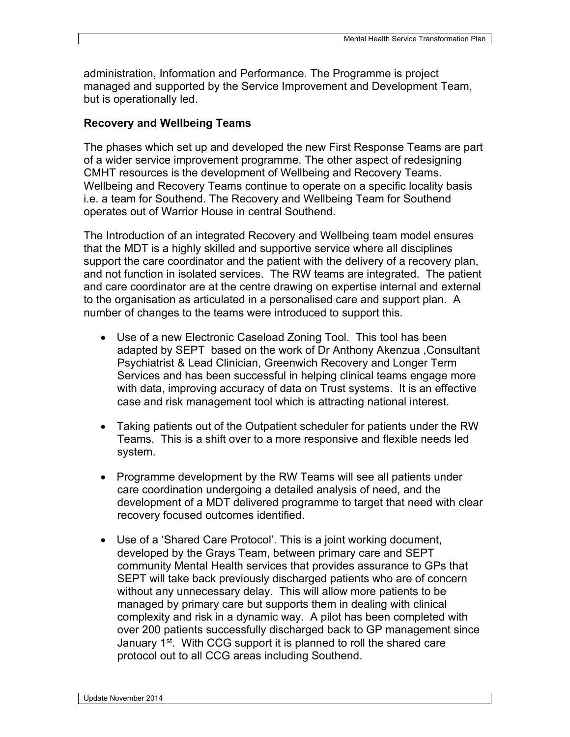administration, Information and Performance. The Programme is project managed and supported by the Service Improvement and Development Team, but is operationally led.

**Recovery and Wellbeing Teams**

The phases which set up and developed the new First Response Teams are part of a wider service improvement programme. The other aspect of redesigning CMHT resources is the development of Wellbeing and Recovery Teams. Wellbeing and Recovery Teams continue to operate on a specific locality basis i.e. a team for Southend. The Recovery and Wellbeing Team for Southend operates out of Warrior House in central Southend.

The Introduction of an integrated Recovery and Wellbeing team model ensures that the MDT is a highly skilled and supportive service where all disciplines support the care coordinator and the patient with the delivery of a recovery plan, and not function in isolated services. The RW teams are integrated. The patient and care coordinator are at the centre drawing on expertise internal and external to the organisation as articulated in a personalised care and support plan. A number of changes to the teams were introduced to support this.

- Use of a new Electronic Caseload Zoning Tool. This tool has been adapted by SEPT based on the work of Dr Anthony Akenzua ,Consultant Psychiatrist & Lead Clinician, Greenwich Recovery and Longer Term Services and has been successful in helping clinical teams engage more with data, improving accuracy of data on Trust systems. It is an effective case and risk management tool which is attracting national interest.

- Taking patients out of the Outpatient scheduler for patients under the RW Teams. This is a shift over to a more responsive and flexible needs led system.

- Programme development by the RW Teams will see all patients under care coordination undergoing a detailed analysis of need, and the development of a MDT delivered programme to target that need with clear recovery focused outcomes identified.

- Use of a 'Shared Care Protocol'. This is a joint working document, developed by the Grays Team, between primary care and SEPT community Mental Health services that provides assurance to GPs that SEPT will take back previously discharged patients who are of concern without any unnecessary delay. This will allow more patients to be managed by primary care but supports them in dealing with clinical complexity and risk in a dynamic way. A pilot has been completed with over 200 patients successfully discharged back to GP management since January 1st. With CCG support it is planned to roll the shared care protocol out to all CCG areas including Southend.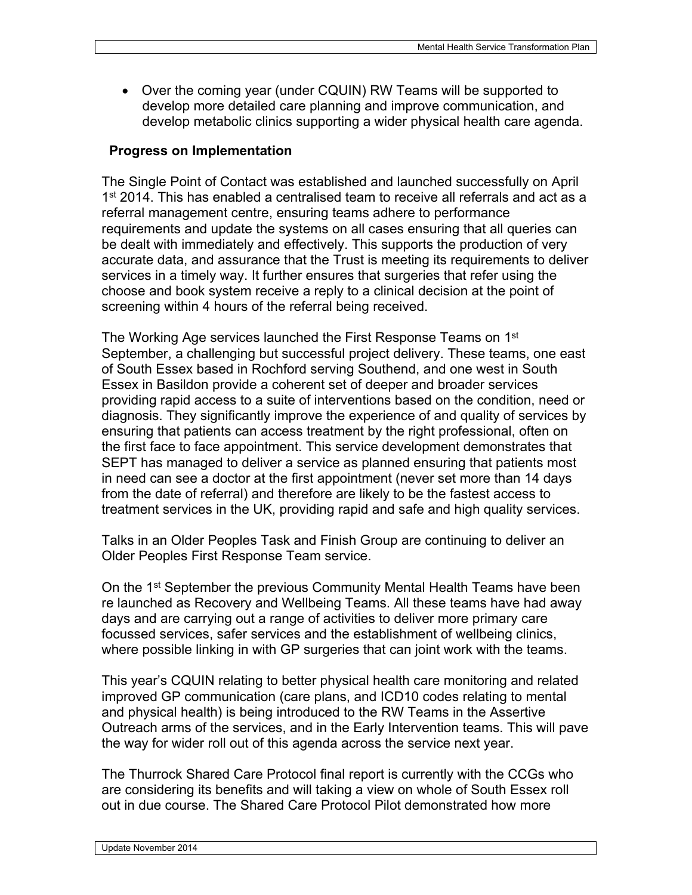- Over the coming year (under CQUIN) RW Teams will be supported to develop more detailed care planning and improve communication, and develop metabolic clinics supporting a wider physical health care agenda.

**Progress on Implementation**

The Single Point of Contact was established and launched successfully on April 1st 2014. This has enabled a centralised team to receive all referrals and act as a referral management centre, ensuring teams adhere to performance requirements and update the systems on all cases ensuring that all queries can be dealt with immediately and effectively. This supports the production of very accurate data, and assurance that the Trust is meeting its requirements to deliver services in a timely way. It further ensures that surgeries that refer using the choose and book system receive a reply to a clinical decision at the point of screening within 4 hours of the referral being received.

The Working Age services launched the First Response Teams on 1st September, a challenging but successful project delivery. These teams, one east of South Essex based in Rochford serving Southend, and one west in South Essex in Basildon provide a coherent set of deeper and broader services providing rapid access to a suite of interventions based on the condition, need or diagnosis. They significantly improve the experience of and quality of services by ensuring that patients can access treatment by the right professional, often on the first face to face appointment. This service development demonstrates that SEPT has managed to deliver a service as planned ensuring that patients most in need can see a doctor at the first appointment (never set more than 14 days from the date of referral) and therefore are likely to be the fastest access to treatment services in the UK, providing rapid and safe and high quality services.

Talks in an Older Peoples Task and Finish Group are continuing to deliver an Older Peoples First Response Team service.

On the 1st September the previous Community Mental Health Teams have been re launched as Recovery and Wellbeing Teams. All these teams have had away days and are carrying out a range of activities to deliver more primary care focussed services, safer services and the establishment of wellbeing clinics, where possible linking in with GP surgeries that can joint work with the teams.

This year's CQUIN relating to better physical health care monitoring and related improved GP communication (care plans, and ICD10 codes relating to mental and physical health) is being introduced to the RW Teams in the Assertive Outreach arms of the services, and in the Early Intervention teams. This will pave the way for wider roll out of this agenda across the service next year.

The Thurrock Shared Care Protocol final report is currently with the CCGs who are considering its benefits and will taking a view on whole of South Essex roll out in due course. The Shared Care Protocol Pilot demonstrated how more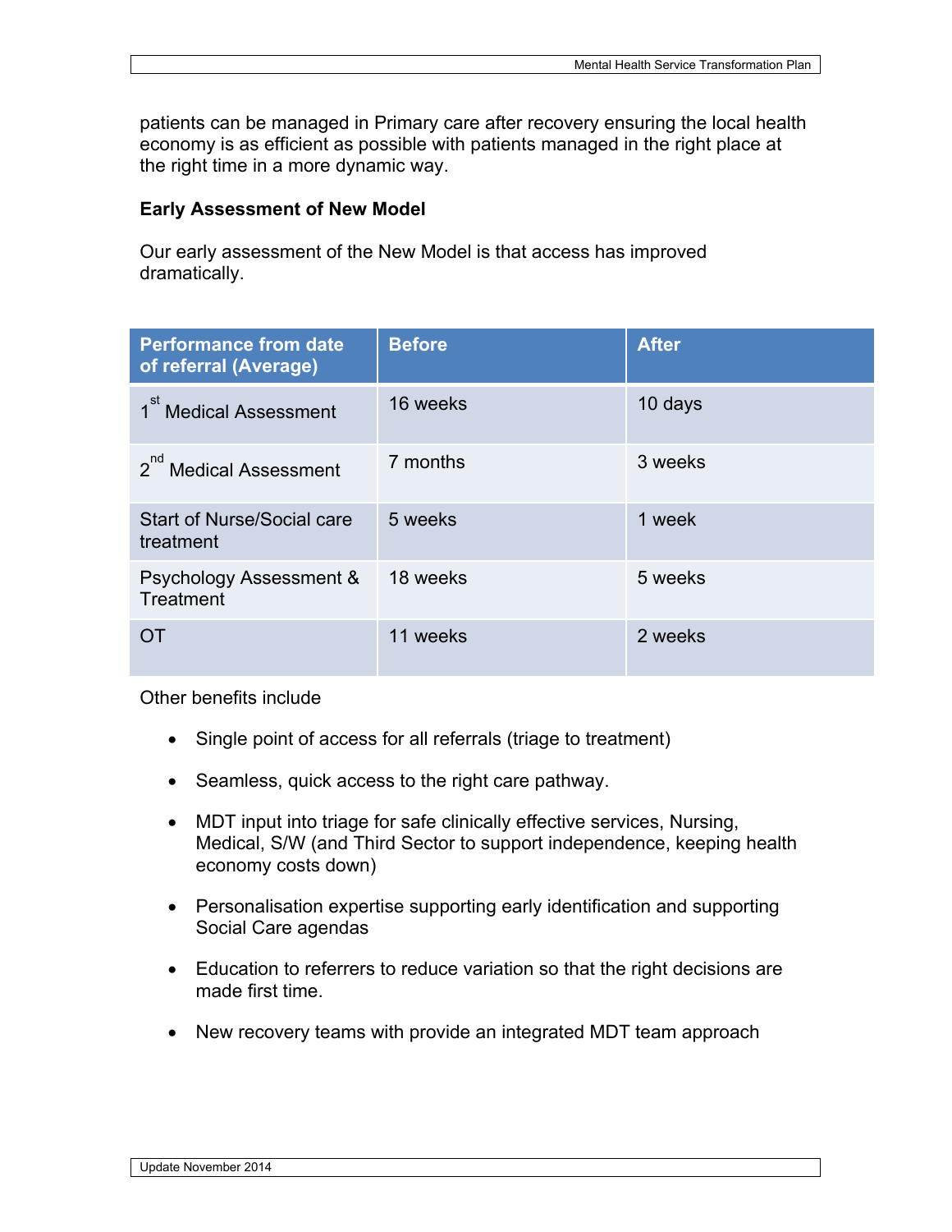patients can be managed in Primary care after recovery ensuring the local health economy is as efficient as possible with patients managed in the right place at the right time in a more dynamic way.

**Early Assessment of New Model**

Our early assessment of the New Model is that access has improved dramatically.

| Performance from date of referral (Average) | Before | After |
|---|---|---|
| 1st Medical Assessment | 16 weeks | 10 days |
| 2nd Medical Assessment | 7 months | 3 weeks |
| Start of Nurse/Social care treatment | 5 weeks | 1 week |
| Psychology Assessment & Treatment | 18 weeks | 5 weeks |
| OT | 11 weeks | 2 weeks |

Other benefits include

- Single point of access for all referrals (triage to treatment)
- Seamless, quick access to the right care pathway.
- MDT input into triage for safe clinically effective services, Nursing, Medical, S/W (and Third Sector to support independence, keeping health economy costs down)
- Personalisation expertise supporting early identification and supporting Social Care agendas
- Education to referrers to reduce variation so that the right decisions are made first time.
- New recovery teams with provide an integrated MDT team approach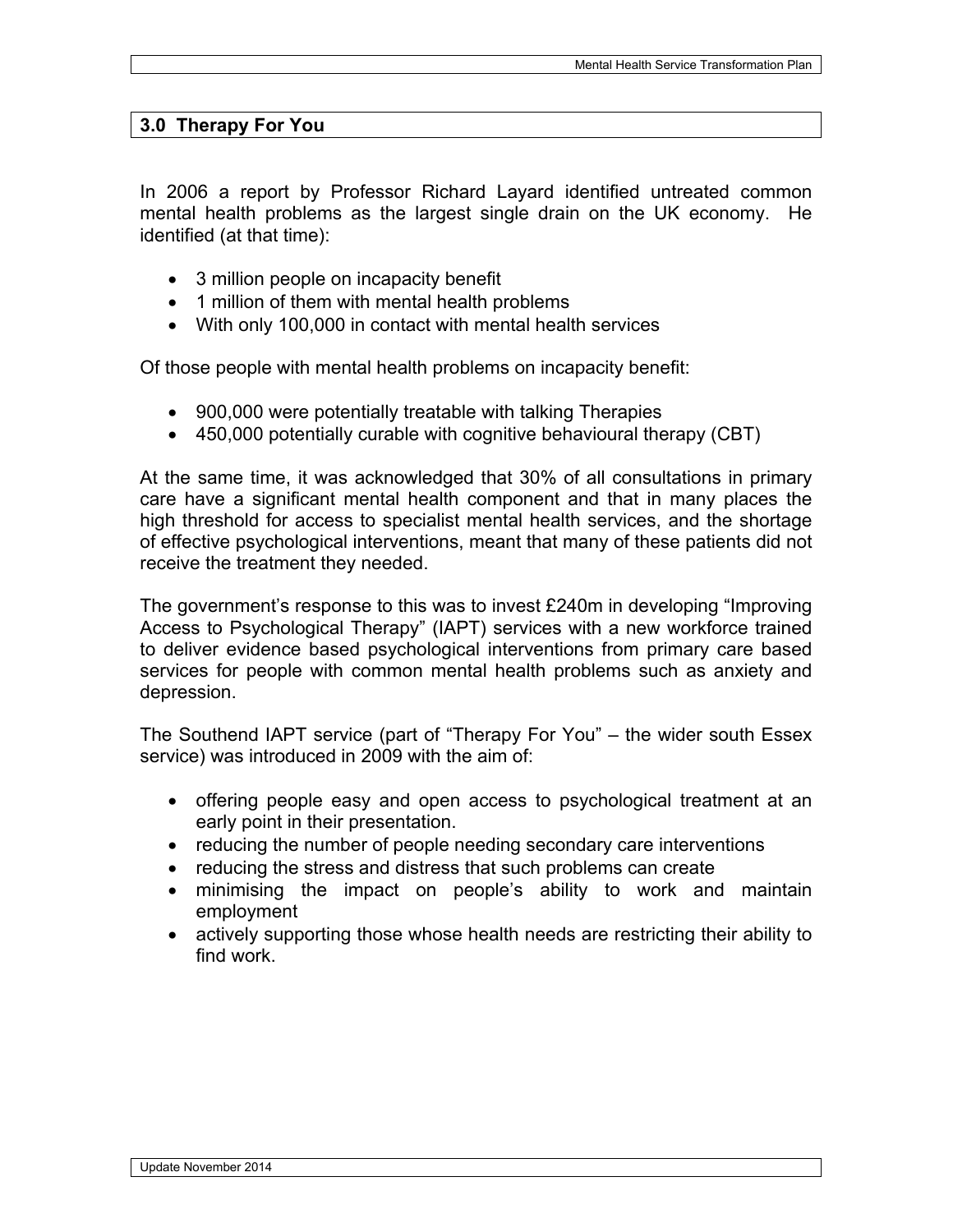## 3.0 Therapy For You

In 2006 a report by Professor Richard Layard identified untreated common mental health problems as the largest single drain on the UK economy. He identified (at that time):

- 3 million people on incapacity benefit
- 1 million of them with mental health problems
- With only 100,000 in contact with mental health services

Of those people with mental health problems on incapacity benefit:

- 900,000 were potentially treatable with talking Therapies
- 450,000 potentially curable with cognitive behavioural therapy (CBT)

At the same time, it was acknowledged that 30% of all consultations in primary care have a significant mental health component and that in many places the high threshold for access to specialist mental health services, and the shortage of effective psychological interventions, meant that many of these patients did not receive the treatment they needed.

The government's response to this was to invest £240m in developing "Improving Access to Psychological Therapy" (IAPT) services with a new workforce trained to deliver evidence based psychological interventions from primary care based services for people with common mental health problems such as anxiety and depression.

The Southend IAPT service (part of "Therapy For You" – the wider south Essex service) was introduced in 2009 with the aim of:

- offering people easy and open access to psychological treatment at an early point in their presentation.
- reducing the number of people needing secondary care interventions
- reducing the stress and distress that such problems can create
- minimising the impact on people's ability to work and maintain employment
- actively supporting those whose health needs are restricting their ability to find work.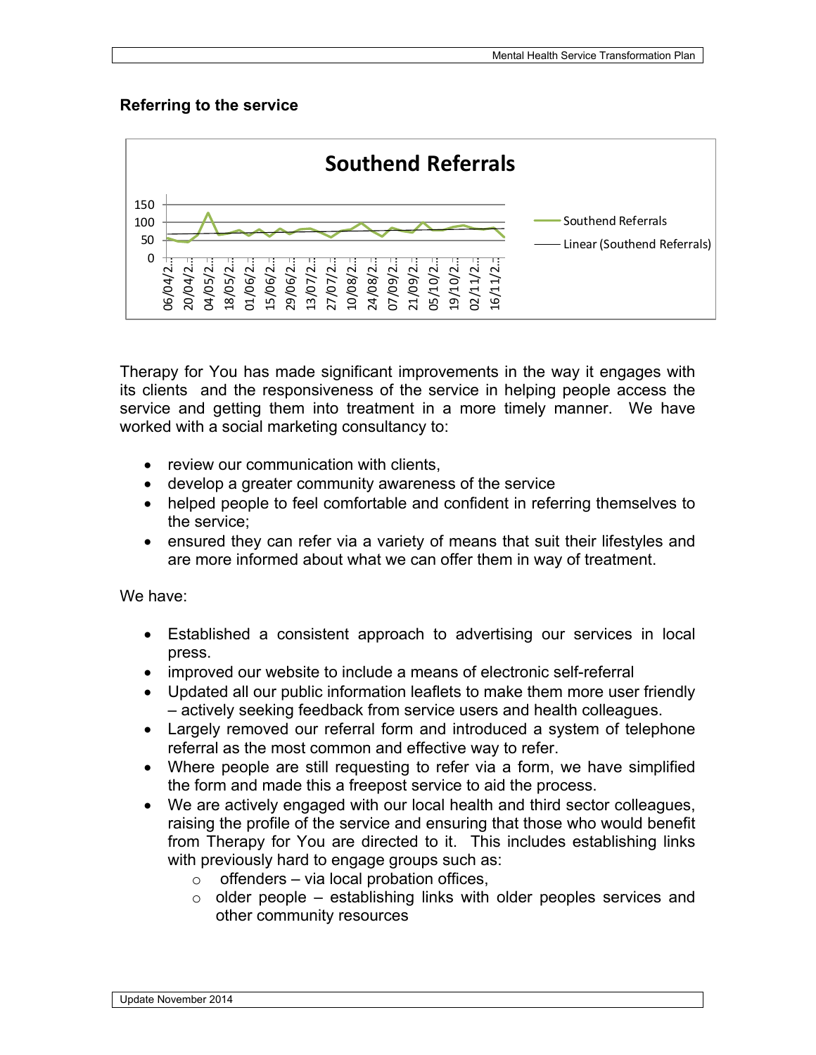### Referring to the service

Therapy for You has made significant improvements in the way it engages with its clients and the responsiveness of the service in helping people access the service and getting them into treatment in a more timely manner. We have worked with a social marketing consultancy to:

- review our communication with clients,
- develop a greater community awareness of the service
- helped people to feel comfortable and confident in referring themselves to the service;
- ensured they can refer via a variety of means that suit their lifestyles and are more informed about what we can offer them in way of treatment.

We have:

- Established a consistent approach to advertising our services in local press.
- improved our website to include a means of electronic self-referral
- Updated all our public information leaflets to make them more user friendly – actively seeking feedback from service users and health colleagues.
- Largely removed our referral form and introduced a system of telephone referral as the most common and effective way to refer.
- Where people are still requesting to refer via a form, we have simplified the form and made this a freepost service to aid the process.
- We are actively engaged with our local health and third sector colleagues, raising the profile of the service and ensuring that those who would benefit from Therapy for You are directed to it. This includes establishing links with previously hard to engage groups such as:
    - offenders – via local probation offices,
    - older people – establishing links with older peoples services and other community resources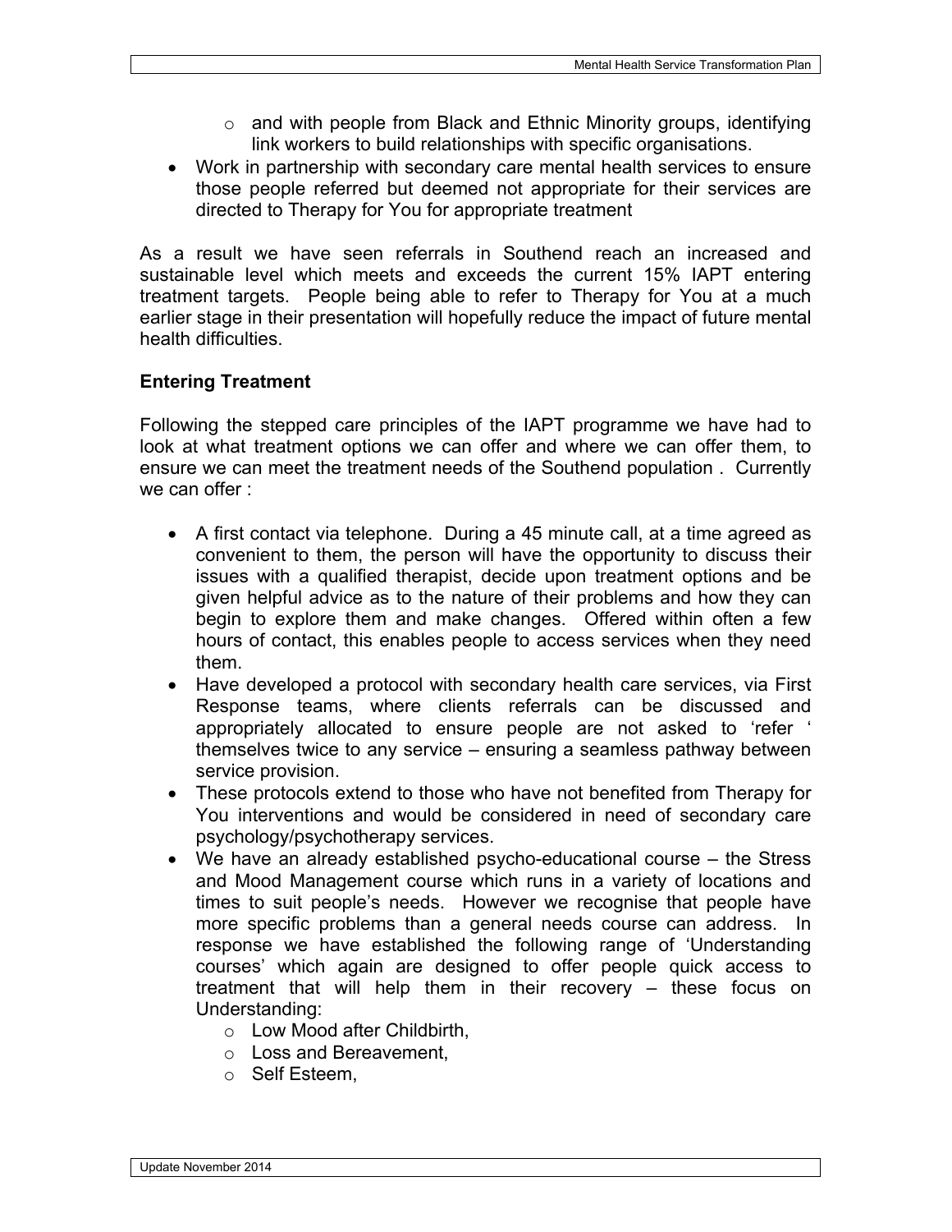- and with people from Black and Ethnic Minority groups, identifying link workers to build relationships with specific organisations.
- Work in partnership with secondary care mental health services to ensure those people referred but deemed not appropriate for their services are directed to Therapy for You for appropriate treatment

As a result we have seen referrals in Southend reach an increased and sustainable level which meets and exceeds the current 15% IAPT entering treatment targets. People being able to refer to Therapy for You at a much earlier stage in their presentation will hopefully reduce the impact of future mental health difficulties.

**Entering Treatment**

Following the stepped care principles of the IAPT programme we have had to look at what treatment options we can offer and where we can offer them, to ensure we can meet the treatment needs of the Southend population . Currently we can offer :

- A first contact via telephone. During a 45 minute call, at a time agreed as convenient to them, the person will have the opportunity to discuss their issues with a qualified therapist, decide upon treatment options and be given helpful advice as to the nature of their problems and how they can begin to explore them and make changes. Offered within often a few hours of contact, this enables people to access services when they need them.
- Have developed a protocol with secondary health care services, via First Response teams, where clients referrals can be discussed and appropriately allocated to ensure people are not asked to 'refer ' themselves twice to any service – ensuring a seamless pathway between service provision.
- These protocols extend to those who have not benefited from Therapy for You interventions and would be considered in need of secondary care psychology/psychotherapy services.
- We have an already established psycho-educational course – the Stress and Mood Management course which runs in a variety of locations and times to suit people's needs. However we recognise that people have more specific problems than a general needs course can address. In response we have established the following range of 'Understanding courses' which again are designed to offer people quick access to treatment that will help them in their recovery – these focus on Understanding:
    - Low Mood after Childbirth,
    - Loss and Bereavement,
    - Self Esteem,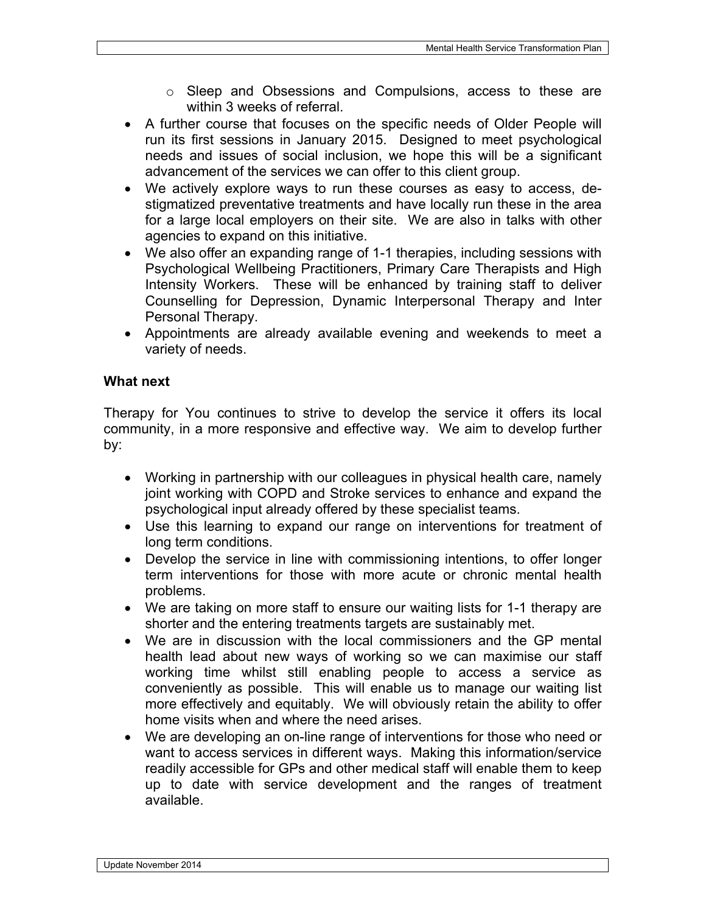- Sleep and Obsessions and Compulsions, access to these are within 3 weeks of referral.
- A further course that focuses on the specific needs of Older People will run its first sessions in January 2015. Designed to meet psychological needs and issues of social inclusion, we hope this will be a significant advancement of the services we can offer to this client group.
- We actively explore ways to run these courses as easy to access, de-stigmatized preventative treatments and have locally run these in the area for a large local employers on their site. We are also in talks with other agencies to expand on this initiative.
- We also offer an expanding range of 1-1 therapies, including sessions with Psychological Wellbeing Practitioners, Primary Care Therapists and High Intensity Workers. These will be enhanced by training staff to deliver Counselling for Depression, Dynamic Interpersonal Therapy and Inter Personal Therapy.
- Appointments are already available evening and weekends to meet a variety of needs.

**What next**

Therapy for You continues to strive to develop the service it offers its local community, in a more responsive and effective way. We aim to develop further by:

- Working in partnership with our colleagues in physical health care, namely joint working with COPD and Stroke services to enhance and expand the psychological input already offered by these specialist teams.
- Use this learning to expand our range on interventions for treatment of long term conditions.
- Develop the service in line with commissioning intentions, to offer longer term interventions for those with more acute or chronic mental health problems.
- We are taking on more staff to ensure our waiting lists for 1-1 therapy are shorter and the entering treatments targets are sustainably met.
- We are in discussion with the local commissioners and the GP mental health lead about new ways of working so we can maximise our staff working time whilst still enabling people to access a service as conveniently as possible. This will enable us to manage our waiting list more effectively and equitably. We will obviously retain the ability to offer home visits when and where the need arises.
- We are developing an on-line range of interventions for those who need or want to access services in different ways. Making this information/service readily accessible for GPs and other medical staff will enable them to keep up to date with service development and the ranges of treatment available.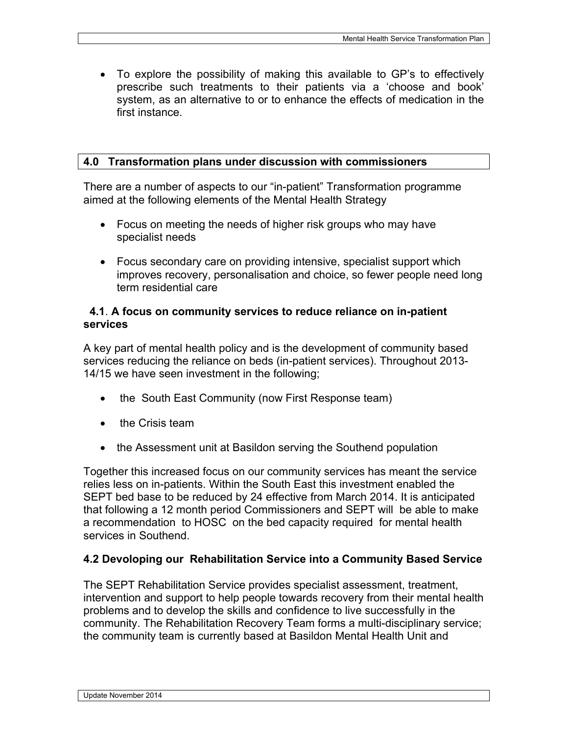- To explore the possibility of making this available to GP's to effectively prescribe such treatments to their patients via a 'choose and book' system, as an alternative to or to enhance the effects of medication in the first instance.

## 4.0 Transformation plans under discussion with commissioners

There are a number of aspects to our "in-patient" Transformation programme aimed at the following elements of the Mental Health Strategy

- Focus on meeting the needs of higher risk groups who may have specialist needs
- Focus secondary care on providing intensive, specialist support which improves recovery, personalisation and choice, so fewer people need long term residential care

### 4.1. A focus on community services to reduce reliance on in-patient services

A key part of mental health policy and is the development of community based services reducing the reliance on beds (in-patient services). Throughout 2013-14/15 we have seen investment in the following;

- the South East Community (now First Response team)
- the Crisis team
- the Assessment unit at Basildon serving the Southend population

Together this increased focus on our community services has meant the service relies less on in-patients. Within the South East this investment enabled the SEPT bed base to be reduced by 24 effective from March 2014. It is anticipated that following a 12 month period Commissioners and SEPT will be able to make a recommendation to HOSC on the bed capacity required for mental health services in Southend.

### 4.2 Devoloping our Rehabilitation Service into a Community Based Service

The SEPT Rehabilitation Service provides specialist assessment, treatment, intervention and support to help people towards recovery from their mental health problems and to develop the skills and confidence to live successfully in the community. The Rehabilitation Recovery Team forms a multi-disciplinary service; the community team is currently based at Basildon Mental Health Unit and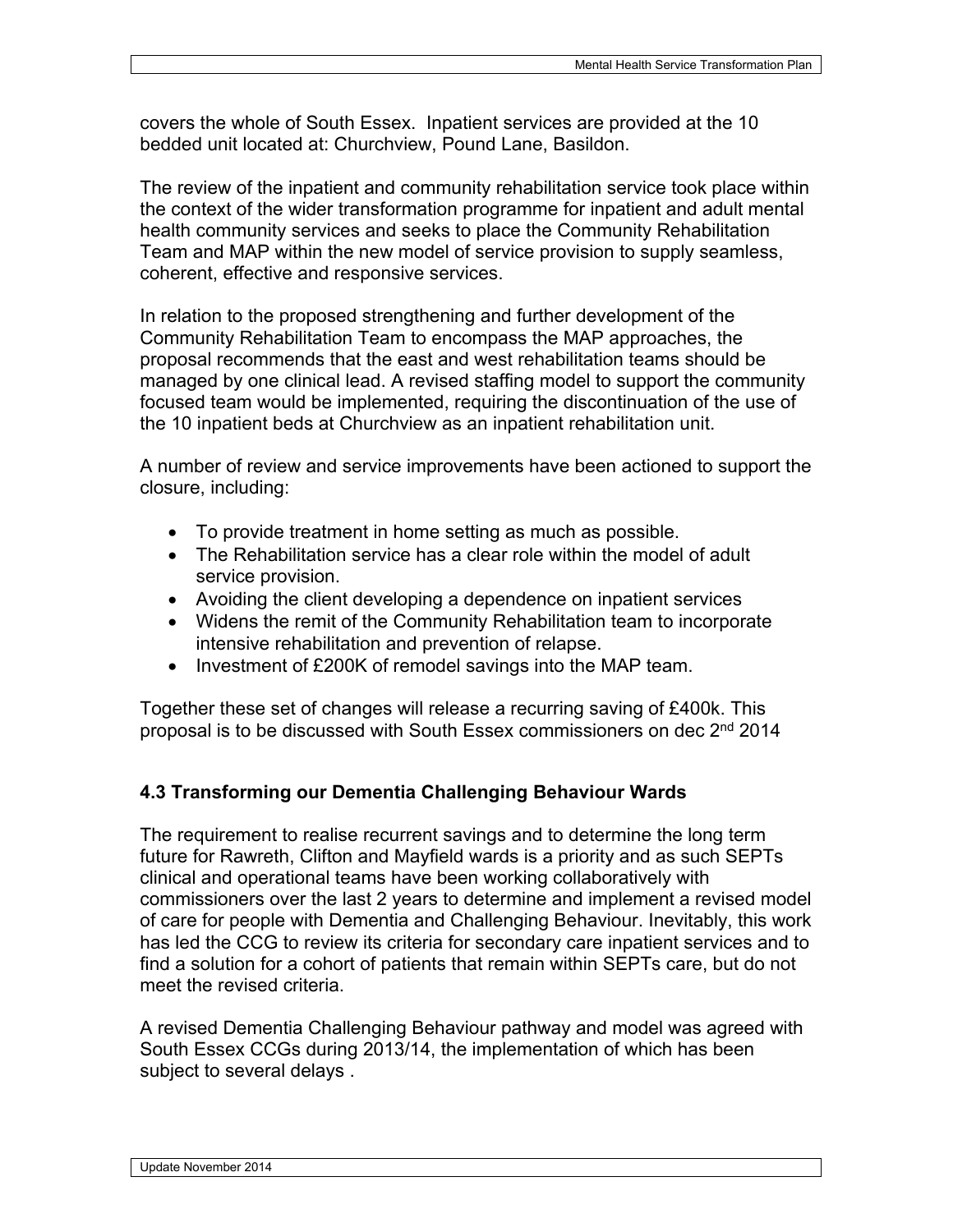covers the whole of South Essex. Inpatient services are provided at the 10 bedded unit located at: Churchview, Pound Lane, Basildon.

The review of the inpatient and community rehabilitation service took place within the context of the wider transformation programme for inpatient and adult mental health community services and seeks to place the Community Rehabilitation Team and MAP within the new model of service provision to supply seamless, coherent, effective and responsive services.

In relation to the proposed strengthening and further development of the Community Rehabilitation Team to encompass the MAP approaches, the proposal recommends that the east and west rehabilitation teams should be managed by one clinical lead. A revised staffing model to support the community focused team would be implemented, requiring the discontinuation of the use of the 10 inpatient beds at Churchview as an inpatient rehabilitation unit.

A number of review and service improvements have been actioned to support the closure, including:

- To provide treatment in home setting as much as possible.
- The Rehabilitation service has a clear role within the model of adult service provision.
- Avoiding the client developing a dependence on inpatient services
- Widens the remit of the Community Rehabilitation team to incorporate intensive rehabilitation and prevention of relapse.
- Investment of £200K of remodel savings into the MAP team.

Together these set of changes will release a recurring saving of £400k. This proposal is to be discussed with South Essex commissioners on dec 2nd 2014

### 4.3 Transforming our Dementia Challenging Behaviour Wards

The requirement to realise recurrent savings and to determine the long term future for Rawreth, Clifton and Mayfield wards is a priority and as such SEPTs clinical and operational teams have been working collaboratively with commissioners over the last 2 years to determine and implement a revised model of care for people with Dementia and Challenging Behaviour. Inevitably, this work has led the CCG to review its criteria for secondary care inpatient services and to find a solution for a cohort of patients that remain within SEPTs care, but do not meet the revised criteria.

A revised Dementia Challenging Behaviour pathway and model was agreed with South Essex CCGs during 2013/14, the implementation of which has been subject to several delays .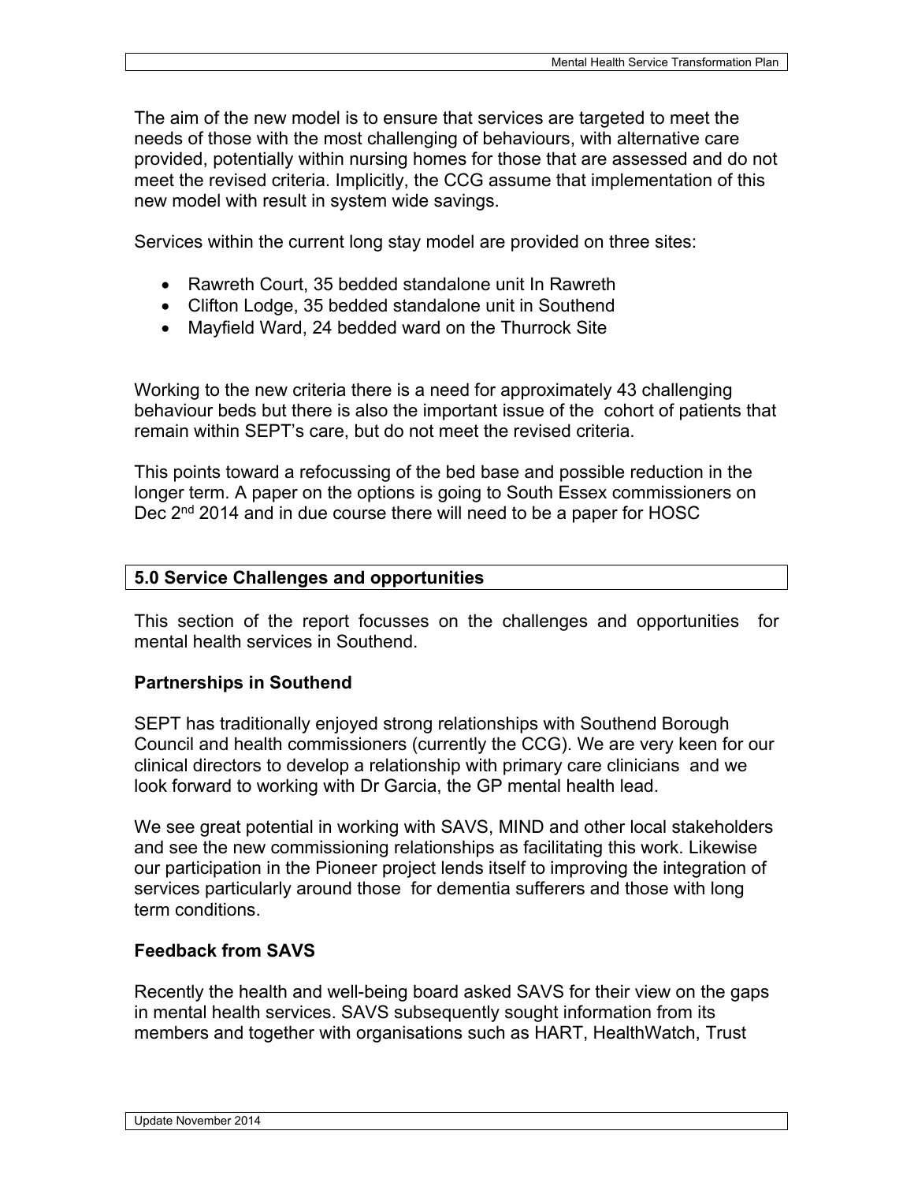The aim of the new model is to ensure that services are targeted to meet the needs of those with the most challenging of behaviours, with alternative care provided, potentially within nursing homes for those that are assessed and do not meet the revised criteria. Implicitly, the CCG assume that implementation of this new model with result in system wide savings.

Services within the current long stay model are provided on three sites:

- Rawreth Court, 35 bedded standalone unit In Rawreth
- Clifton Lodge, 35 bedded standalone unit in Southend
- Mayfield Ward, 24 bedded ward on the Thurrock Site

Working to the new criteria there is a need for approximately 43 challenging behaviour beds but there is also the important issue of the cohort of patients that remain within SEPT's care, but do not meet the revised criteria.

This points toward a refocussing of the bed base and possible reduction in the longer term. A paper on the options is going to South Essex commissioners on Dec 2nd 2014 and in due course there will need to be a paper for HOSC

## 5.0 Service Challenges and opportunities

This section of the report focusses on the challenges and opportunities for mental health services in Southend.

### Partnerships in Southend

SEPT has traditionally enjoyed strong relationships with Southend Borough Council and health commissioners (currently the CCG). We are very keen for our clinical directors to develop a relationship with primary care clinicians and we look forward to working with Dr Garcia, the GP mental health lead.

We see great potential in working with SAVS, MIND and other local stakeholders and see the new commissioning relationships as facilitating this work. Likewise our participation in the Pioneer project lends itself to improving the integration of services particularly around those for dementia sufferers and those with long term conditions.

### Feedback from SAVS

Recently the health and well-being board asked SAVS for their view on the gaps in mental health services. SAVS subsequently sought information from its members and together with organisations such as HART, HealthWatch, Trust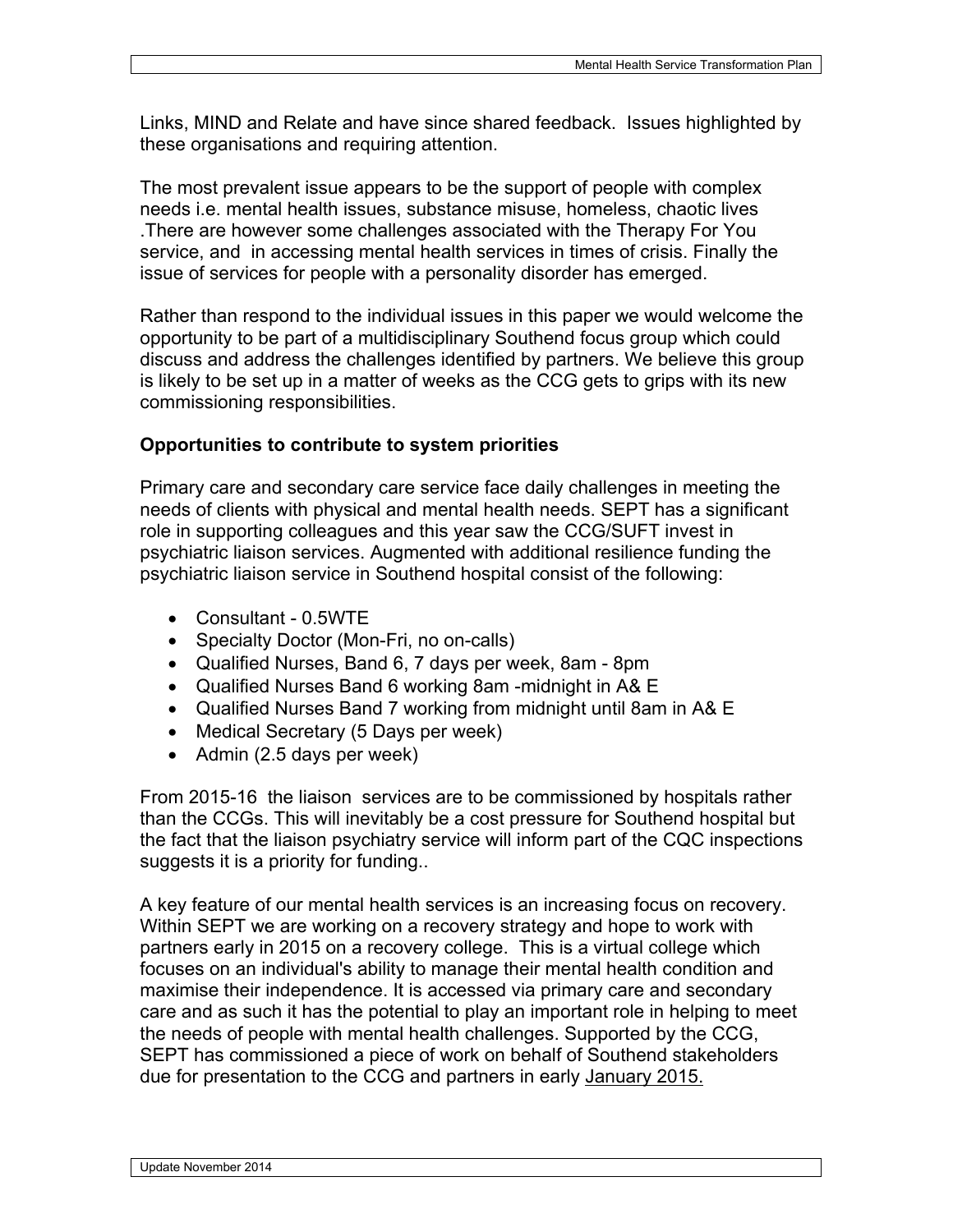Links, MIND and Relate and have since shared feedback. Issues highlighted by these organisations and requiring attention.

The most prevalent issue appears to be the support of people with complex needs i.e. mental health issues, substance misuse, homeless, chaotic lives .There are however some challenges associated with the Therapy For You service, and in accessing mental health services in times of crisis. Finally the issue of services for people with a personality disorder has emerged.

Rather than respond to the individual issues in this paper we would welcome the opportunity to be part of a multidisciplinary Southend focus group which could discuss and address the challenges identified by partners. We believe this group is likely to be set up in a matter of weeks as the CCG gets to grips with its new commissioning responsibilities.

**Opportunities to contribute to system priorities**

Primary care and secondary care service face daily challenges in meeting the needs of clients with physical and mental health needs. SEPT has a significant role in supporting colleagues and this year saw the CCG/SUFT invest in psychiatric liaison services. Augmented with additional resilience funding the psychiatric liaison service in Southend hospital consist of the following:

- Consultant - 0.5WTE
- Specialty Doctor (Mon-Fri, no on-calls)
- Qualified Nurses, Band 6, 7 days per week, 8am - 8pm
- Qualified Nurses Band 6 working 8am -midnight in A& E
- Qualified Nurses Band 7 working from midnight until 8am in A& E
- Medical Secretary (5 Days per week)
- Admin (2.5 days per week)

From 2015-16 the liaison services are to be commissioned by hospitals rather than the CCGs. This will inevitably be a cost pressure for Southend hospital but the fact that the liaison psychiatry service will inform part of the CQC inspections suggests it is a priority for funding..

A key feature of our mental health services is an increasing focus on recovery. Within SEPT we are working on a recovery strategy and hope to work with partners early in 2015 on a recovery college. This is a virtual college which focuses on an individual's ability to manage their mental health condition and maximise their independence. It is accessed via primary care and secondary care and as such it has the potential to play an important role in helping to meet the needs of people with mental health challenges. Supported by the CCG, SEPT has commissioned a piece of work on behalf of Southend stakeholders due for presentation to the CCG and partners in early January 2015.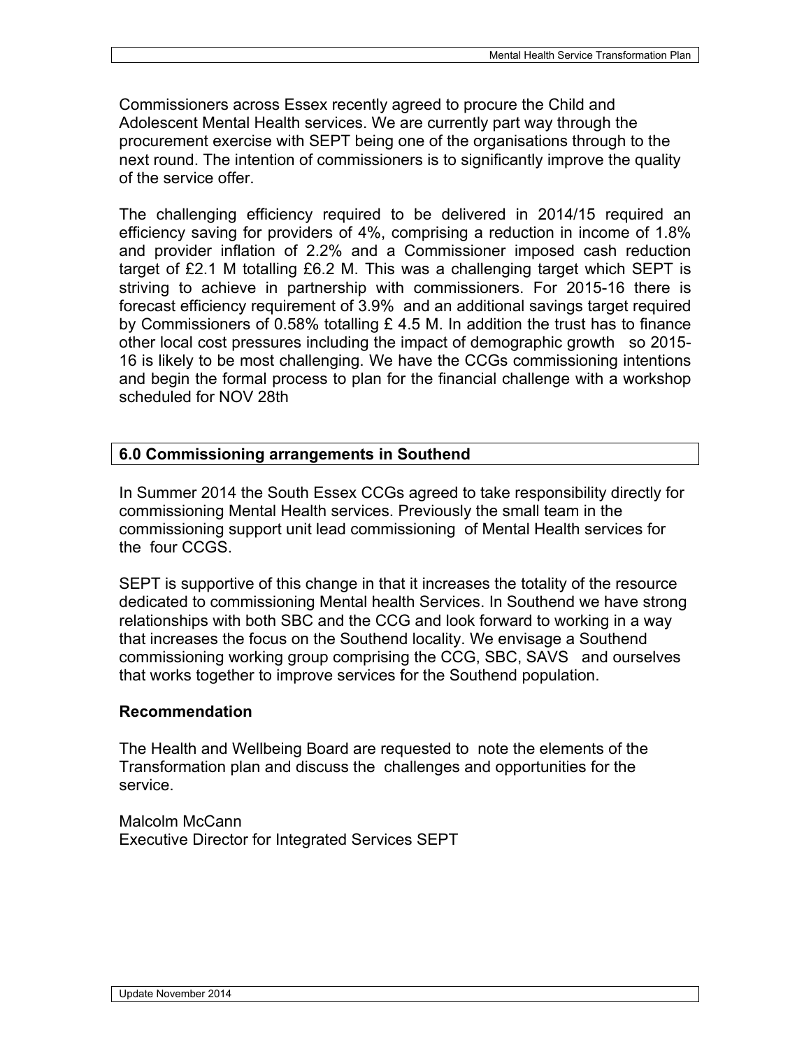Commissioners across Essex recently agreed to procure the Child and Adolescent Mental Health services. We are currently part way through the procurement exercise with SEPT being one of the organisations through to the next round. The intention of commissioners is to significantly improve the quality of the service offer.

The challenging efficiency required to be delivered in 2014/15 required an efficiency saving for providers of 4%, comprising a reduction in income of 1.8% and provider inflation of 2.2% and a Commissioner imposed cash reduction target of £2.1 M totalling £6.2 M. This was a challenging target which SEPT is striving to achieve in partnership with commissioners. For 2015-16 there is forecast efficiency requirement of 3.9% and an additional savings target required by Commissioners of 0.58% totalling £ 4.5 M. In addition the trust has to finance other local cost pressures including the impact of demographic growth so 2015-16 is likely to be most challenging. We have the CCGs commissioning intentions and begin the formal process to plan for the financial challenge with a workshop scheduled for NOV 28th

## 6.0 Commissioning arrangements in Southend

In Summer 2014 the South Essex CCGs agreed to take responsibility directly for commissioning Mental Health services. Previously the small team in the commissioning support unit lead commissioning of Mental Health services for the four CCGS.

SEPT is supportive of this change in that it increases the totality of the resource dedicated to commissioning Mental health Services. In Southend we have strong relationships with both SBC and the CCG and look forward to working in a way that increases the focus on the Southend locality. We envisage a Southend commissioning working group comprising the CCG, SBC, SAVS and ourselves that works together to improve services for the Southend population.

**Recommendation**

The Health and Wellbeing Board are requested to note the elements of the Transformation plan and discuss the challenges and opportunities for the service.

Malcolm McCann
Executive Director for Integrated Services SEPT